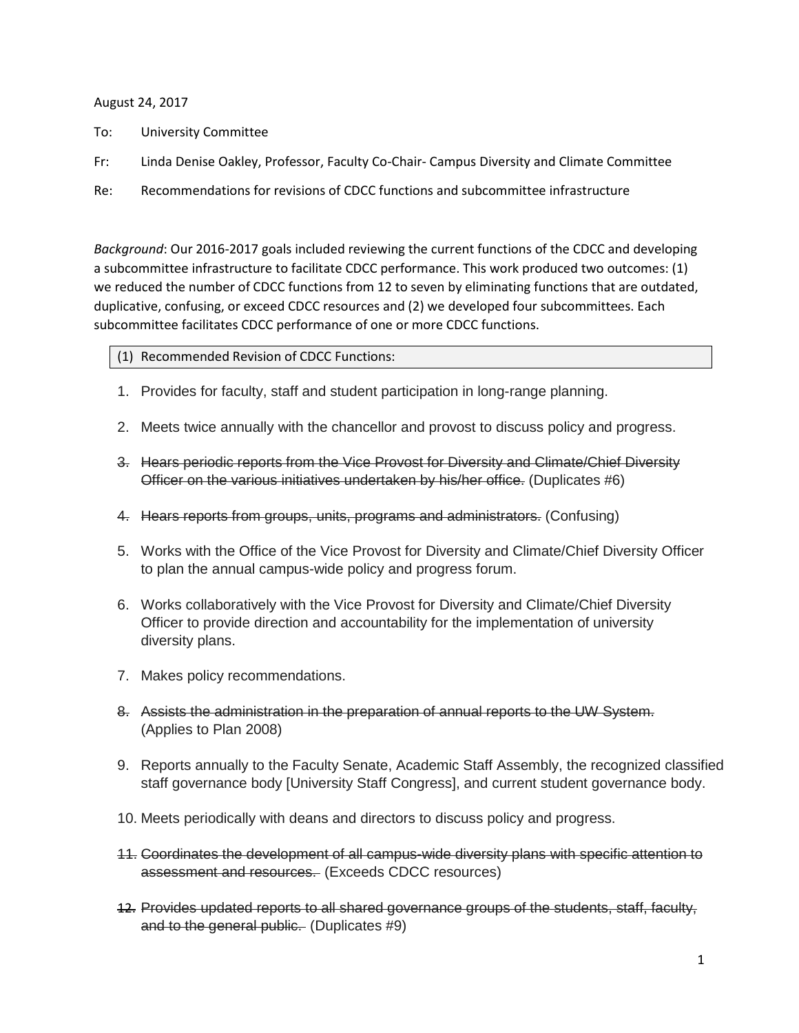August 24, 2017

To: University Committee

Fr: Linda Denise Oakley, Professor, Faculty Co-Chair- Campus Diversity and Climate Committee

Re: Recommendations for revisions of CDCC functions and subcommittee infrastructure

*Background*: Our 2016-2017 goals included reviewing the current functions of the CDCC and developing a subcommittee infrastructure to facilitate CDCC performance. This work produced two outcomes: (1) we reduced the number of CDCC functions from 12 to seven by eliminating functions that are outdated, duplicative, confusing, or exceed CDCC resources and (2) we developed four subcommittees. Each subcommittee facilitates CDCC performance of one or more CDCC functions.

(1) Recommended Revision of CDCC Functions:

1. Provides for faculty, staff and student participation in long-range planning.
2. Meets twice annually with the chancellor and provost to discuss policy and progress.
3. ~~Hears periodic reports from the Vice Provost for Diversity and Climate/Chief Diversity Officer on the various initiatives undertaken by his/her office.~~ (Duplicates #6)
4. ~~Hears reports from groups, units, programs and administrators.~~ (Confusing)
5. Works with the Office of the Vice Provost for Diversity and Climate/Chief Diversity Officer to plan the annual campus-wide policy and progress forum.
6. Works collaboratively with the Vice Provost for Diversity and Climate/Chief Diversity Officer to provide direction and accountability for the implementation of university diversity plans.
7. Makes policy recommendations.
8. ~~Assists the administration in the preparation of annual reports to the UW System.~~ (Applies to Plan 2008)
9. Reports annually to the Faculty Senate, Academic Staff Assembly, the recognized classified staff governance body [University Staff Congress], and current student governance body.
10. Meets periodically with deans and directors to discuss policy and progress.
11. ~~Coordinates the development of all campus-wide diversity plans with specific attention to assessment and resources.~~ (Exceeds CDCC resources)
12. ~~Provides updated reports to all shared governance groups of the students, staff, faculty, and to the general public.~~ (Duplicates #9)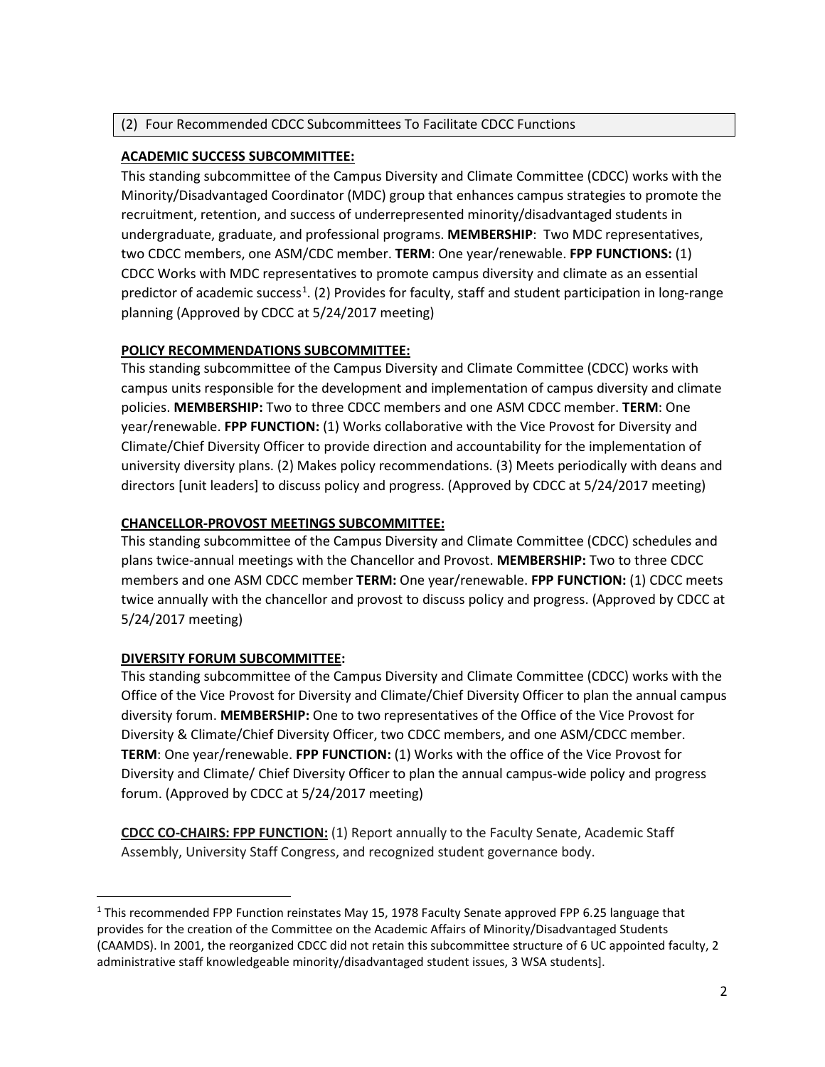(2) Four Recommended CDCC Subcommittees To Facilitate CDCC Functions

**ACADEMIC SUCCESS SUBCOMMITTEE:**

This standing subcommittee of the Campus Diversity and Climate Committee (CDCC) works with the Minority/Disadvantaged Coordinator (MDC) group that enhances campus strategies to promote the recruitment, retention, and success of underrepresented minority/disadvantaged students in undergraduate, graduate, and professional programs. **MEMBERSHIP**: Two MDC representatives, two CDCC members, one ASM/CDC member. **TERM**: One year/renewable. **FPP FUNCTIONS:** (1) CDCC Works with MDC representatives to promote campus diversity and climate as an essential predictor of academic success[1]. (2) Provides for faculty, staff and student participation in long-range planning (Approved by CDCC at 5/24/2017 meeting)

**POLICY RECOMMENDATIONS SUBCOMMITTEE:**

This standing subcommittee of the Campus Diversity and Climate Committee (CDCC) works with campus units responsible for the development and implementation of campus diversity and climate policies. **MEMBERSHIP:** Two to three CDCC members and one ASM CDCC member. **TERM**: One year/renewable. **FPP FUNCTION:** (1) Works collaborative with the Vice Provost for Diversity and Climate/Chief Diversity Officer to provide direction and accountability for the implementation of university diversity plans. (2) Makes policy recommendations. (3) Meets periodically with deans and directors [unit leaders] to discuss policy and progress. (Approved by CDCC at 5/24/2017 meeting)

**CHANCELLOR-PROVOST MEETINGS SUBCOMMITTEE:**

This standing subcommittee of the Campus Diversity and Climate Committee (CDCC) schedules and plans twice-annual meetings with the Chancellor and Provost. **MEMBERSHIP:** Two to three CDCC members and one ASM CDCC member **TERM:** One year/renewable. **FPP FUNCTION:** (1) CDCC meets twice annually with the chancellor and provost to discuss policy and progress. (Approved by CDCC at 5/24/2017 meeting)

**DIVERSITY FORUM SUBCOMMITTEE:**

This standing subcommittee of the Campus Diversity and Climate Committee (CDCC) works with the Office of the Vice Provost for Diversity and Climate/Chief Diversity Officer to plan the annual campus diversity forum. **MEMBERSHIP:** One to two representatives of the Office of the Vice Provost for Diversity & Climate/Chief Diversity Officer, two CDCC members, and one ASM/CDCC member. **TERM**: One year/renewable. **FPP FUNCTION:** (1) Works with the office of the Vice Provost for Diversity and Climate/ Chief Diversity Officer to plan the annual campus-wide policy and progress forum. (Approved by CDCC at 5/24/2017 meeting)

**CDCC CO-CHAIRS: FPP FUNCTION:** (1) Report annually to the Faculty Senate, Academic Staff Assembly, University Staff Congress, and recognized student governance body.

---

[1] This recommended FPP Function reinstates May 15, 1978 Faculty Senate approved FPP 6.25 language that provides for the creation of the Committee on the Academic Affairs of Minority/Disadvantaged Students (CAAMDS). In 2001, the reorganized CDCC did not retain this subcommittee structure of 6 UC appointed faculty, 2 administrative staff knowledgeable minority/disadvantaged student issues, 3 WSA students].